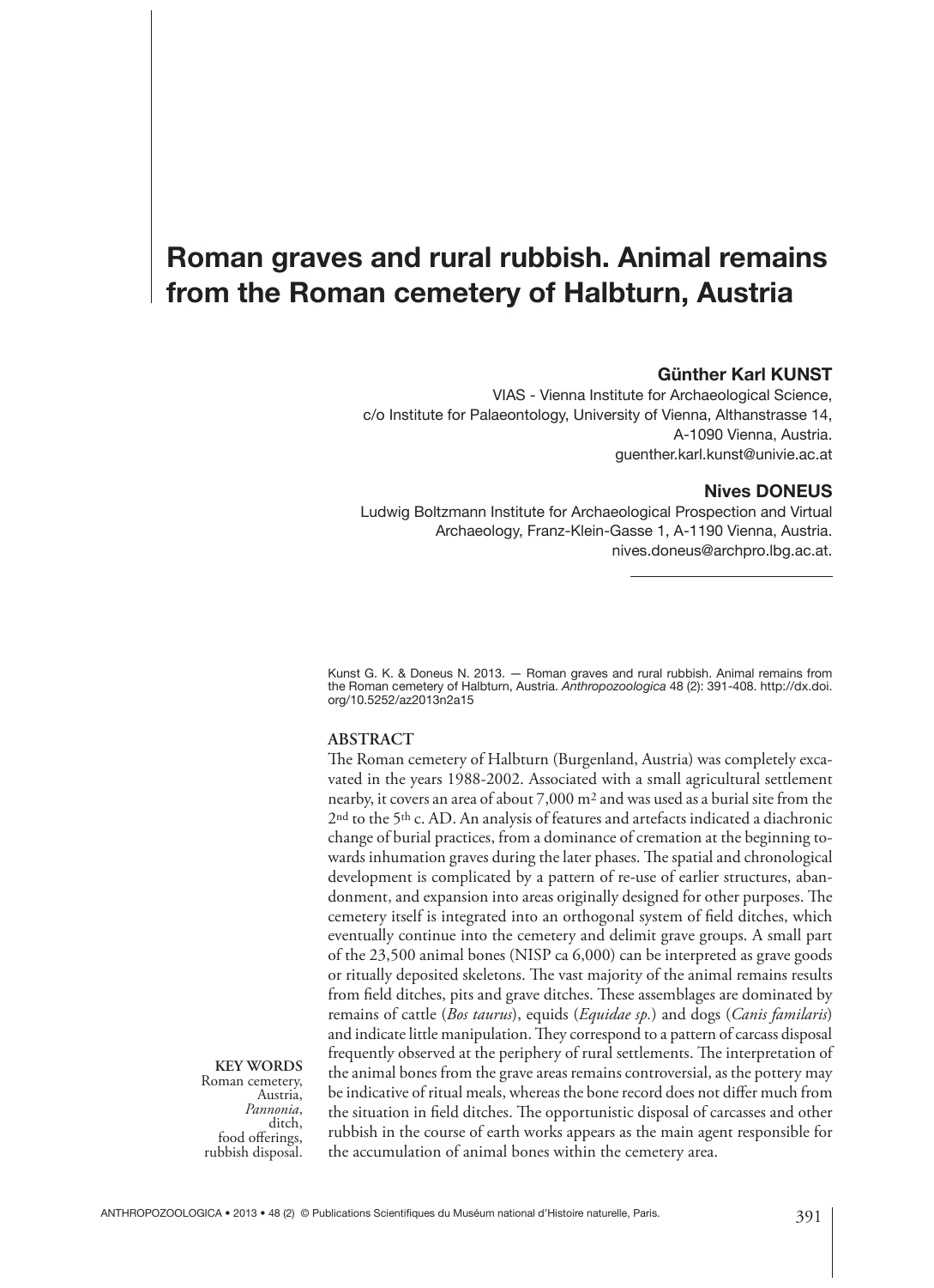# Roman graves and rural rubbish. Animal remains from the Roman cemetery of Halbturn, Austria

**Günther Karl KUNST**

VIAS - Vienna Institute for Archaeological Science,
c/o Institute for Palaeontology, University of Vienna, Althanstrasse 14,
A-1090 Vienna, Austria.
guenther.karl.kunst@univie.ac.at

**Nives DONEUS**

Ludwig Boltzmann Institute for Archaeological Prospection and Virtual Archaeology, Franz-Klein-Gasse 1, A-1190 Vienna, Austria.
nives.doneus@archpro.lbg.ac.at.

Kunst G. K. & Doneus N. 2013. — Roman graves and rural rubbish. Animal remains from the Roman cemetery of Halbturn, Austria. *Anthropozoologica* 48 (2): 391-408. http://dx.doi.org/10.5252/az2013n2a15

## ABSTRACT

The Roman cemetery of Halbturn (Burgenland, Austria) was completely excavated in the years 1988-2002. Associated with a small agricultural settlement nearby, it covers an area of about 7,000 m$^2$ and was used as a burial site from the 2nd to the 5th c. AD. An analysis of features and artefacts indicated a diachronic change of burial practices, from a dominance of cremation at the beginning towards inhumation graves during the later phases. The spatial and chronological development is complicated by a pattern of re-use of earlier structures, abandonment, and expansion into areas originally designed for other purposes. The cemetery itself is integrated into an orthogonal system of field ditches, which eventually continue into the cemetery and delimit grave groups. A small part of the 23,500 animal bones (NISP ca 6,000) can be interpreted as grave goods or ritually deposited skeletons. The vast majority of the animal remains results from field ditches, pits and grave ditches. These assemblages are dominated by remains of cattle (*Bos taurus*), equids (*Equidae sp.*) and dogs (*Canis familaris*) and indicate little manipulation. They correspond to a pattern of carcass disposal frequently observed at the periphery of rural settlements. The interpretation of the animal bones from the grave areas remains controversial, as the pottery may be indicative of ritual meals, whereas the bone record does not differ much from the situation in field ditches. The opportunistic disposal of carcasses and other rubbish in the course of earth works appears as the main agent responsible for the accumulation of animal bones within the cemetery area.

**KEY WORDS**
Roman cemetery,
Austria,
*Pannonia*,
ditch,
food offerings,
rubbish disposal.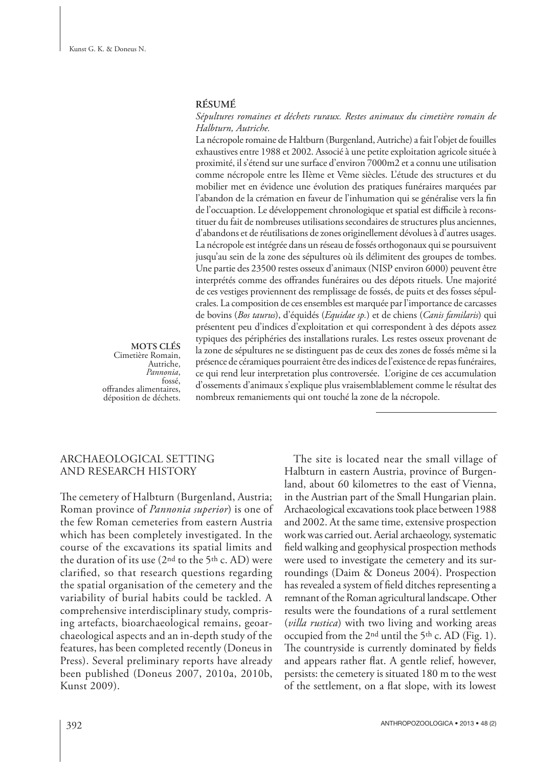**RÉSUMÉ**

*Sépultures romaines et déchets ruraux. Restes animaux du cimetière romain de Halbturn, Autriche.*

La nécropole romaine de Haltburn (Burgenland, Autriche) a fait l'objet de fouilles exhaustives entre 1988 et 2002. Associé à une petite exploitation agricole située à proximité, il s'étend sur une surface d'environ 7000m2 et a connu une utilisation comme nécropole entre les IIème et Vème siècles. L'étude des structures et du mobilier met en évidence une évolution des pratiques funéraires marquées par l'abandon de la crémation en faveur de l'inhumation qui se généralise vers la fin de l'occupation. Le développement chronologique et spatial est difficile à reconstituer du fait de nombreuses utilisations secondaires de structures plus anciennes, d'abandons et de réutilisations de zones originellement dévolues à d'autres usages. La nécropole est intégrée dans un réseau de fossés orthogonaux qui se poursuivent jusqu'au sein de la zone des sépultures où ils délimitent des groupes de tombes. Une partie des 23500 restes osseux d'animaux (NISP environ 6000) peuvent être interprétés comme des offrandes funéraires ou des dépots rituels. Une majorité de ces vestiges proviennent des remplissage de fossés, de puits et des fosses sépulcrales. La composition de ces ensembles est marquée par l'importance de carcasses de bovins (*Bos taurus*), d'équidés (*Equidae sp.*) et de chiens (*Canis familaris*) qui présentent peu d'indices d'exploitation et qui correspondent à des dépots assez typiques des périphéries des installations rurales. Les restes osseux provenant de la zone de séputures ne se distinguent pas de ceux des zones de fossés même si la présence de céramiques pourraient être des indices de l'existence de repas funéraires, ce qui rend leur interpretation plus controversée. L'origine de ces accumulation d'ossements d'animaux s'explique plus vraisemblablement comme le résultat des nombreux remaniements qui ont touché la zone de la nécropole.

**MOTS CLÉS**
Cimetière Romain, Autriche, *Pannonia*, fossé, offrandes alimentaires, déposition de déchets.

## ARCHAEOLOGICAL SETTING AND RESEARCH HISTORY

The cemetery of Halbturn (Burgenland, Austria; Roman province of *Pannonia superior*) is one of the few Roman cemeteries from eastern Austria which has been completely investigated. In the course of the excavations its spatial limits and the duration of its use (2nd to the 5th c. AD) were clarified, so that research questions regarding the spatial organisation of the cemetery and the variability of burial habits could be tackled. A comprehensive interdisciplinary study, comprising artefacts, bioarchaeological remains, geoarchaeological aspects and an in-depth study of the features, has been completed recently (Doneus in Press). Several preliminary reports have already been published (Doneus 2007, 2010a, 2010b, Kunst 2009).

The site is located near the small village of Halbturn in eastern Austria, province of Burgenland, about 60 kilometres to the east of Vienna, in the Austrian part of the Small Hungarian plain. Archaeological excavations took place between 1988 and 2002. At the same time, extensive prospection work was carried out. Aerial archaeology, systematic field walking and geophysical prospection methods were used to investigate the cemetery and its surroundings (Daim & Doneus 2004). Prospection has revealed a system of field ditches representing a remnant of the Roman agricultural landscape. Other results were the foundations of a rural settlement (*villa rustica*) with two living and working areas occupied from the 2nd until the 5th c. AD (Fig. 1). The countryside is currently dominated by fields and appears rather flat. A gentle relief, however, persists: the cemetery is situated 180 m to the west of the settlement, on a flat slope, with its lowest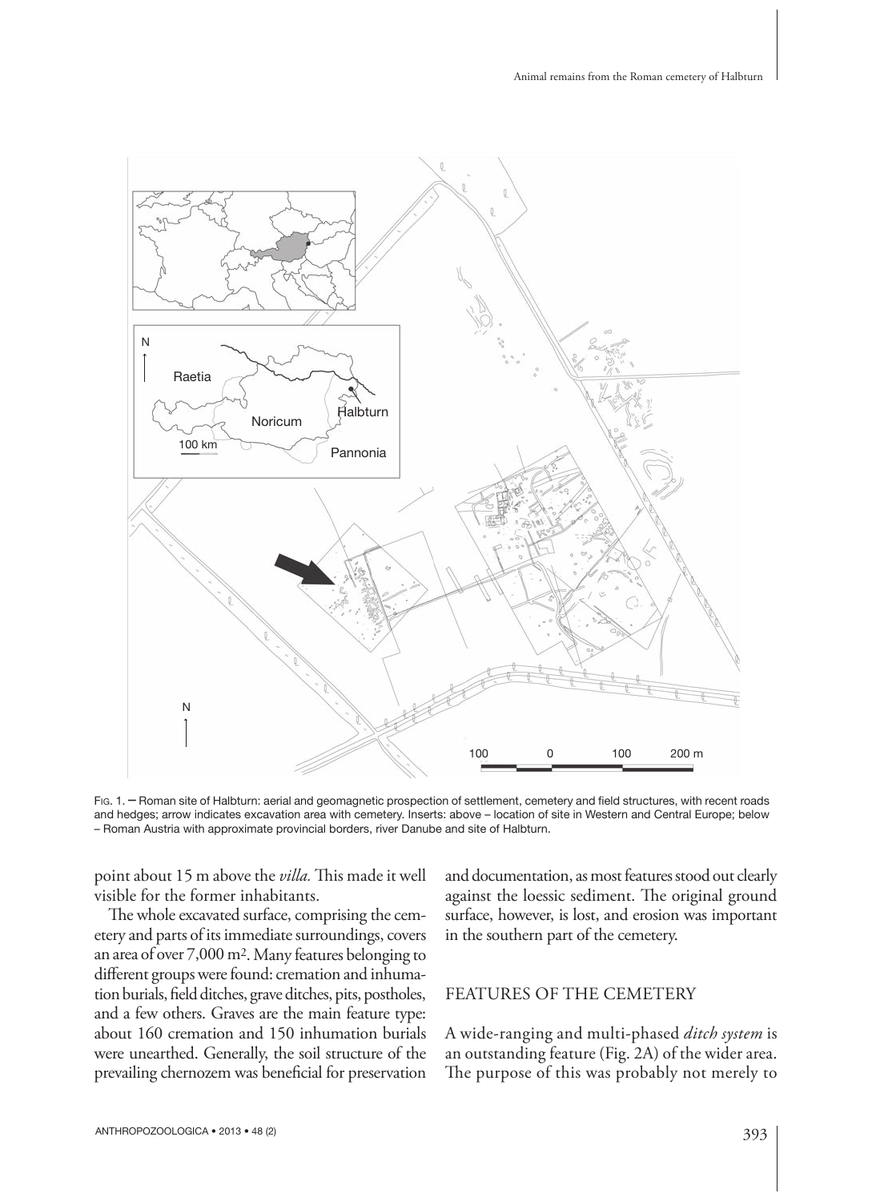Fig. 1. — Roman site of Halbturn: aerial and geomagnetic prospection of settlement, cemetery and field structures, with recent roads and hedges; arrow indicates excavation area with cemetery. Inserts: above – location of site in Western and Central Europe; below – Roman Austria with approximate provincial borders, river Danube and site of Halbturn.

point about 15 m above the *villa.* This made it well visible for the former inhabitants.

The whole excavated surface, comprising the cemetery and parts of its immediate surroundings, covers an area of over 7,000 m². Many features belonging to different groups were found: cremation and inhumation burials, field ditches, grave ditches, pits, postholes, and a few others. Graves are the main feature type: about 160 cremation and 150 inhumation burials were unearthed. Generally, the soil structure of the prevailing chernozem was beneficial for preservation and documentation, as most features stood out clearly against the loessic sediment. The original ground surface, however, is lost, and erosion was important in the southern part of the cemetery.

## FEATURES OF THE CEMETERY

A wide-ranging and multi-phased *ditch system* is an outstanding feature (Fig. 2A) of the wider area. The purpose of this was probably not merely to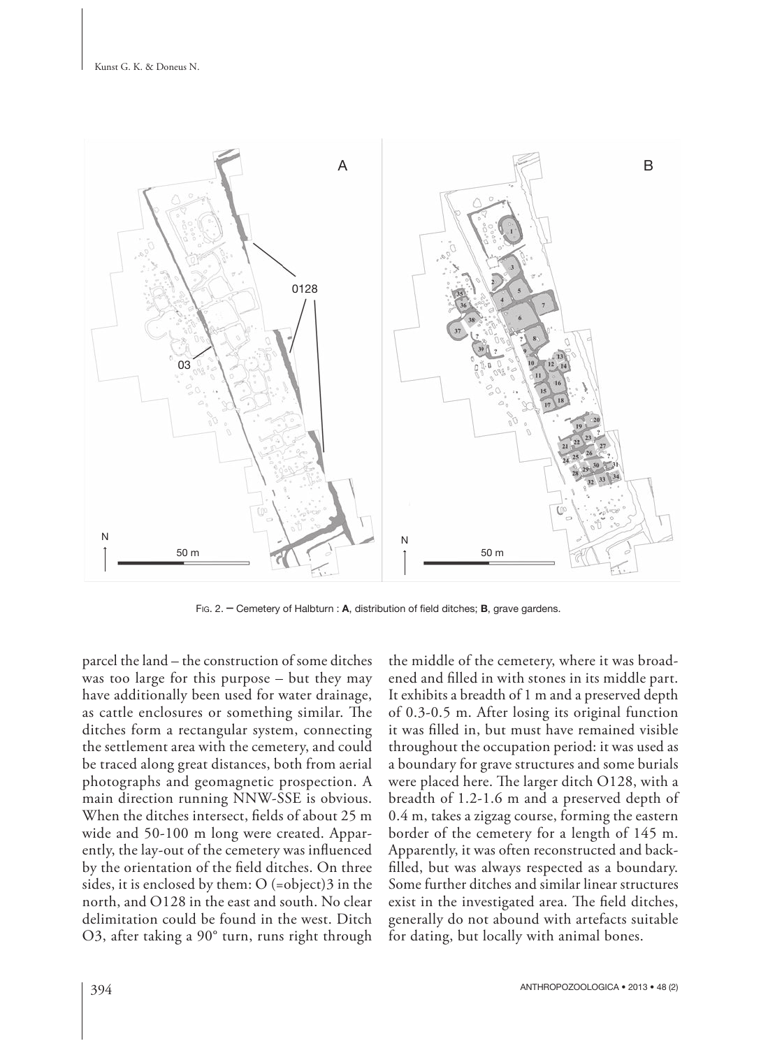Fig. 2. — Cemetery of Halbturn : **A**, distribution of field ditches; **B**, grave gardens.

parcel the land – the construction of some ditches was too large for this purpose – but they may have additionally been used for water drainage, as cattle enclosures or something similar. The ditches form a rectangular system, connecting the settlement area with the cemetery, and could be traced along great distances, both from aerial photographs and geomagnetic prospection. A main direction running NNW-SSE is obvious. When the ditches intersect, fields of about 25 m wide and 50-100 m long were created. Apparently, the lay-out of the cemetery was influenced by the orientation of the field ditches. On three sides, it is enclosed by them: O (=object)3 in the north, and O128 in the east and south. No clear delimitation could be found in the west. Ditch O3, after taking a 90° turn, runs right through the middle of the cemetery, where it was broadened and filled in with stones in its middle part. It exhibits a breadth of 1 m and a preserved depth of 0.3-0.5 m. After losing its original function it was filled in, but must have remained visible throughout the occupation period: it was used as a boundary for grave structures and some burials were placed here. The larger ditch O128, with a breadth of 1.2-1.6 m and a preserved depth of 0.4 m, takes a zigzag course, forming the eastern border of the cemetery for a length of 145 m. Apparently, it was often reconstructed and backfilled, but was always respected as a boundary. Some further ditches and similar linear structures exist in the investigated area. The field ditches, generally do not abound with artefacts suitable for dating, but locally with animal bones.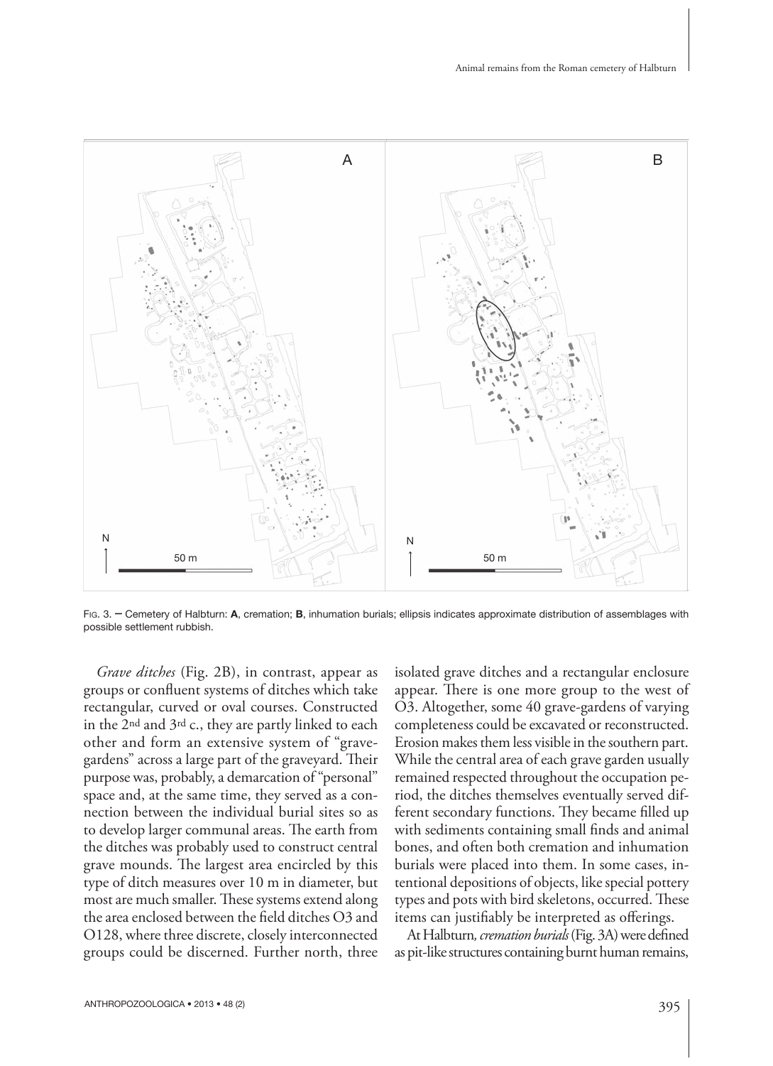Fig. 3. — Cemetery of Halbturn: **A**, cremation; **B**, inhumation burials; ellipsis indicates approximate distribution of assemblages with possible settlement rubbish.

*Grave ditches* (Fig. 2B), in contrast, appear as groups or confluent systems of ditches which take rectangular, curved or oval courses. Constructed in the 2nd and 3rd c., they are partly linked to each other and form an extensive system of "grave-gardens" across a large part of the graveyard. Their purpose was, probably, a demarcation of "personal" space and, at the same time, they served as a connection between the individual burial sites so as to develop larger communal areas. The earth from the ditches was probably used to construct central grave mounds. The largest area encircled by this type of ditch measures over 10 m in diameter, but most are much smaller. These systems extend along the area enclosed between the field ditches O3 and O128, where three discrete, closely interconnected groups could be discerned. Further north, three isolated grave ditches and a rectangular enclosure appear. There is one more group to the west of O3. Altogether, some 40 grave-gardens of varying completeness could be excavated or reconstructed. Erosion makes them less visible in the southern part. While the central area of each grave garden usually remained respected throughout the occupation period, the ditches themselves eventually served different secondary functions. They became filled up with sediments containing small finds and animal bones, and often both cremation and inhumation burials were placed into them. In some cases, intentional depositions of objects, like special pottery types and pots with bird skeletons, occurred. These items can justifiably be interpreted as offerings.

At Halbturn, *cremation burials* (Fig. 3A) were defined as pit-like structures containing burnt human remains,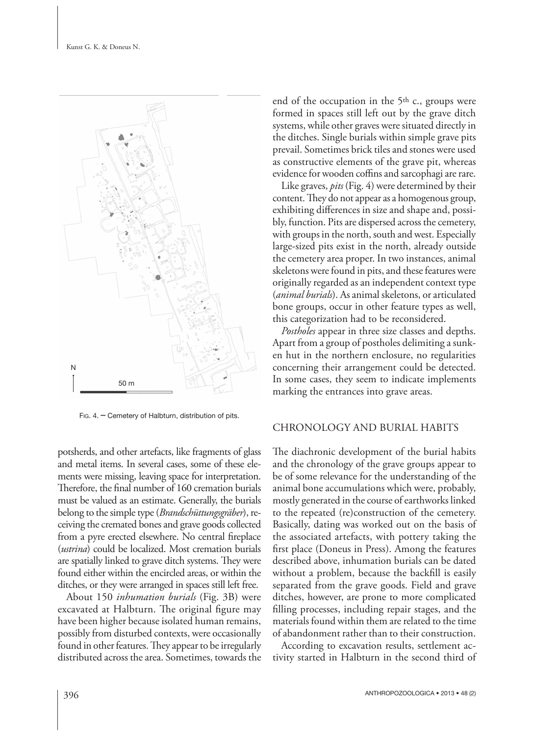potsherds, and other artefacts, like fragments of glass and metal items. In several cases, some of these elements were missing, leaving space for interpretation. Therefore, the final number of 160 cremation burials must be valued as an estimate. Generally, the burials belong to the simple type (*Brandschüttungsgräber*), receiving the cremated bones and grave goods collected from a pyre erected elsewhere. No central fireplace (*ustrina*) could be localized. Most cremation burials are spatially linked to grave ditch systems. They were found either within the encircled areas, or within the ditches, or they were arranged in spaces still left free.

About 150 *inhumation burials* (Fig. 3B) were excavated at Halbturn. The original figure may have been higher because isolated human remains, possibly from disturbed contexts, were occasionally found in other features. They appear to be irregularly distributed across the area. Sometimes, towards the end of the occupation in the 5th c., groups were formed in spaces still left out by the grave ditch systems, while other graves were situated directly in the ditches. Single burials within simple grave pits prevail. Sometimes brick tiles and stones were used as constructive elements of the grave pit, whereas evidence for wooden coffins and sarcophagi are rare.

N

50 m

Fig. 4. — Cemetery of Halbturn, distribution of pits.

Like graves, *pits* (Fig. 4) were determined by their content. They do not appear as a homogenous group, exhibiting differences in size and shape and, possibly, function. Pits are dispersed across the cemetery, with groups in the north, south and west. Especially large-sized pits exist in the north, already outside the cemetery area proper. In two instances, animal skeletons were found in pits, and these features were originally regarded as an independent context type (*animal burials*). As animal skeletons, or articulated bone groups, occur in other feature types as well, this categorization had to be reconsidered.

*Postholes* appear in three size classes and depths. Apart from a group of postholes delimiting a sunken hut in the northern enclosure, no regularities concerning their arrangement could be detected. In some cases, they seem to indicate implements marking the entrances into grave areas.

## CHRONOLOGY AND BURIAL HABITS

The diachronic development of the burial habits and the chronology of the grave groups appear to be of some relevance for the understanding of the animal bone accumulations which were, probably, mostly generated in the course of earthworks linked to the repeated (re)construction of the cemetery. Basically, dating was worked out on the basis of the associated artefacts, with pottery taking the first place (Doneus in Press). Among the features described above, inhumation burials can be dated without a problem, because the backfill is easily separated from the grave goods. Field and grave ditches, however, are prone to more complicated filling processes, including repair stages, and the materials found within them are related to the time of abandonment rather than to their construction.

According to excavation results, settlement activity started in Halbturn in the second third of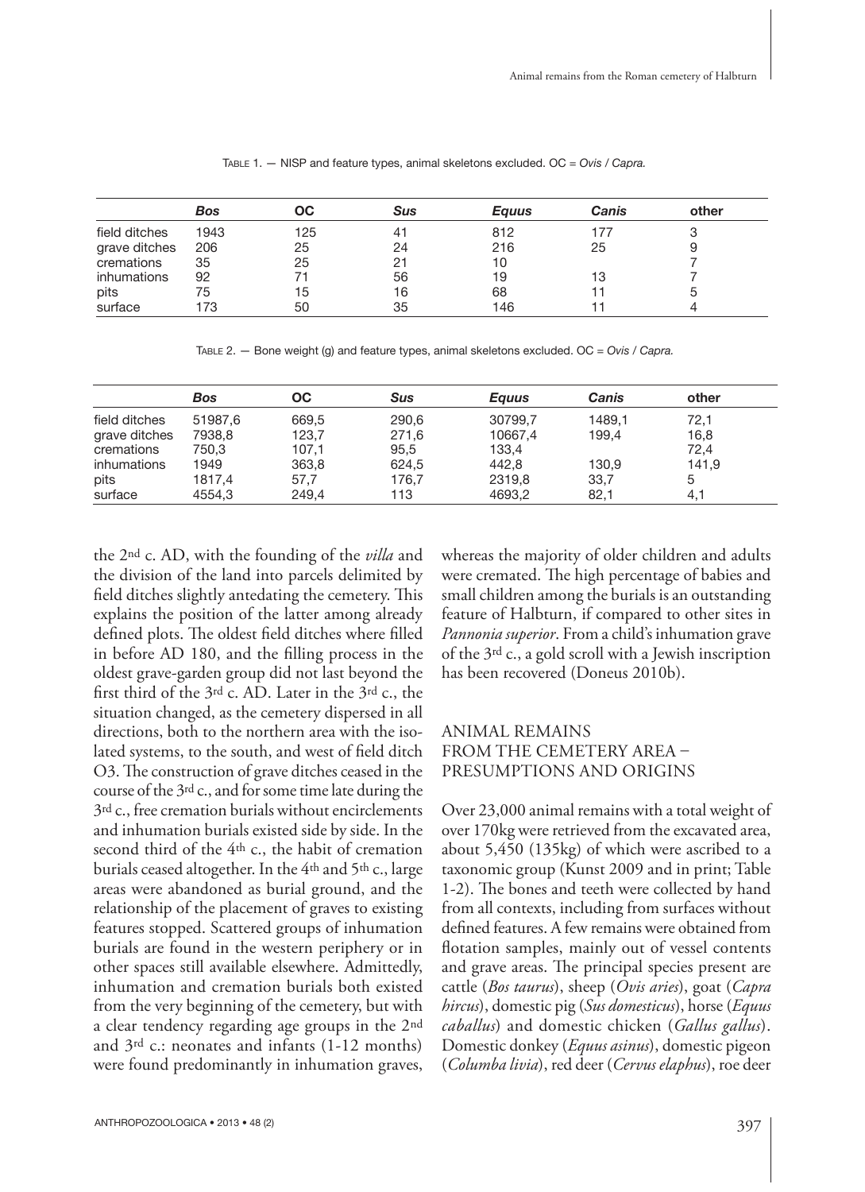TABLE 1. — NISP and feature types, animal skeletons excluded. OC = *Ovis* / *Capra*.

| | *Bos* | OC | *Sus* | *Equus* | *Canis* | other |
|---|---|---|---|---|---|---|
| field ditches | 1943 | 125 | 41 | 812 | 177 | 3 |
| grave ditches | 206 | 25 | 24 | 216 | 25 | 9 |
| cremations | 35 | 25 | 21 | 10 | | 7 |
| inhumations | 92 | 71 | 56 | 19 | 13 | 7 |
| pits | 75 | 15 | 16 | 68 | 11 | 5 |
| surface | 173 | 50 | 35 | 146 | 11 | 4 |

TABLE 2. — Bone weight (g) and feature types, animal skeletons excluded. OC = *Ovis* / *Capra*.

| | *Bos* | OC | *Sus* | *Equus* | *Canis* | other |
|---|---|---|---|---|---|---|
| field ditches | 51987,6 | 669,5 | 290,6 | 30799,7 | 1489,1 | 72,1 |
| grave ditches | 7938,8 | 123,7 | 271,6 | 10667,4 | 199,4 | 16,8 |
| cremations | 750,3 | 107,1 | 95,5 | 133,4 | | 72,4 |
| inhumations | 1949 | 363,8 | 624,5 | 442,8 | 130,9 | 141,9 |
| pits | 1817,4 | 57,7 | 176,7 | 2319,8 | 33,7 | 5 |
| surface | 4554,3 | 249,4 | 113 | 4693,2 | 82,1 | 4,1 |

the 2nd c. AD, with the founding of the *villa* and the division of the land into parcels delimited by field ditches slightly antedating the cemetery. This explains the position of the latter among already defined plots. The oldest field ditches where filled in before AD 180, and the filling process in the oldest grave-garden group did not last beyond the first third of the 3rd c. AD. Later in the 3rd c., the situation changed, as the cemetery dispersed in all directions, both to the northern area with the isolated systems, to the south, and west of field ditch O3. The construction of grave ditches ceased in the course of the 3rd c., and for some time late during the 3rd c., free cremation burials without encirclements and inhumation burials existed side by side. In the second third of the 4th c., the habit of cremation burials ceased altogether. In the 4th and 5th c., large areas were abandoned as burial ground, and the relationship of the placement of graves to existing features stopped. Scattered groups of inhumation burials are found in the western periphery or in other spaces still available elsewhere. Admittedly, inhumation and cremation burials both existed from the very beginning of the cemetery, but with a clear tendency regarding age groups in the 2nd and 3rd c.: neonates and infants (1-12 months) were found predominantly in inhumation graves, whereas the majority of older children and adults were cremated. The high percentage of babies and small children among the burials is an outstanding feature of Halbturn, if compared to other sites in *Pannonia superior*. From a child's inhumation grave of the 3rd c., a gold scroll with a Jewish inscription has been recovered (Doneus 2010b).

## ANIMAL REMAINS FROM THE CEMETERY AREA – PRESUMPTIONS AND ORIGINS

Over 23,000 animal remains with a total weight of over 170kg were retrieved from the excavated area, about 5,450 (135kg) of which were ascribed to a taxonomic group (Kunst 2009 and in print; Table 1-2). The bones and teeth were collected by hand from all contexts, including from surfaces without defined features. A few remains were obtained from flotation samples, mainly out of vessel contents and grave areas. The principal species present are cattle (*Bos taurus*), sheep (*Ovis aries*), goat (*Capra hircus*), domestic pig (*Sus domesticus*), horse (*Equus caballus*) and domestic chicken (*Gallus gallus*). Domestic donkey (*Equus asinus*), domestic pigeon (*Columba livia*), red deer (*Cervus elaphus*), roe deer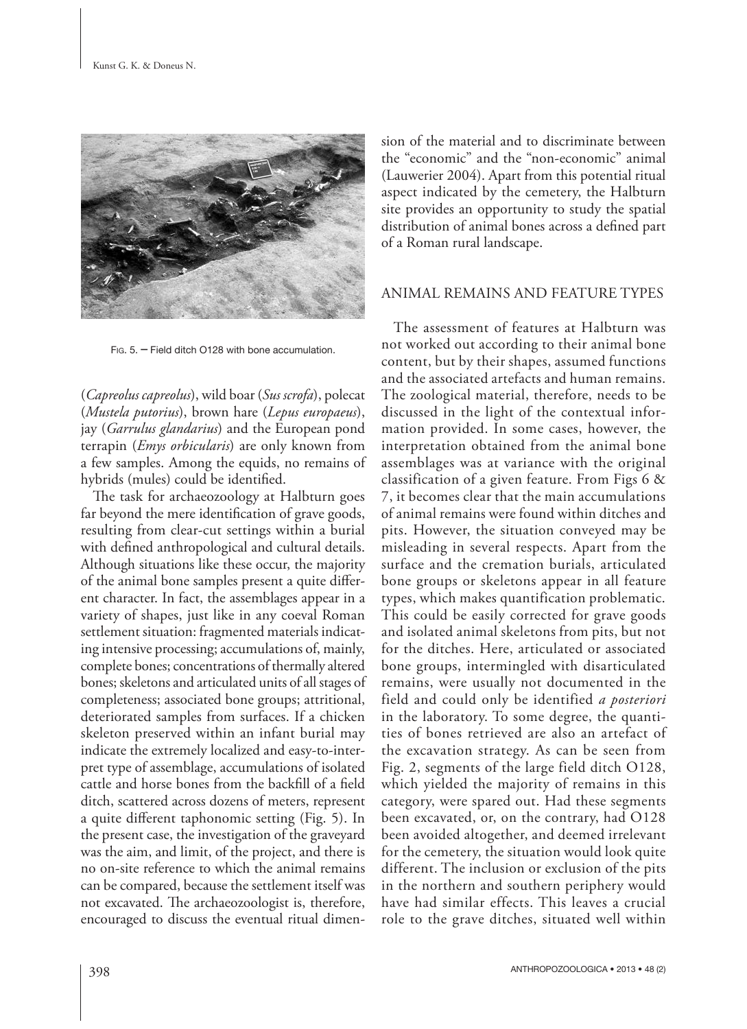Fig. 5. — Field ditch O128 with bone accumulation.

(*Capreolus capreolus*), wild boar (*Sus scrofa*), polecat (*Mustela putorius*), brown hare (*Lepus europaeus*), jay (*Garrulus glandarius*) and the European pond terrapin (*Emys orbicularis*) are only known from a few samples. Among the equids, no remains of hybrids (mules) could be identified.

The task for archaeozoology at Halbturn goes far beyond the mere identification of grave goods, resulting from clear-cut settings within a burial with defined anthropological and cultural details. Although situations like these occur, the majority of the animal bone samples present a quite different character. In fact, the assemblages appear in a variety of shapes, just like in any coeval Roman settlement situation: fragmented materials indicating intensive processing; accumulations of, mainly, complete bones; concentrations of thermally altered bones; skeletons and articulated units of all stages of completeness; associated bone groups; attritional, deteriorated samples from surfaces. If a chicken skeleton preserved within an infant burial may indicate the extremely localized and easy-to-interpret type of assemblage, accumulations of isolated cattle and horse bones from the backfill of a field ditch, scattered across dozens of meters, represent a quite different taphonomic setting (Fig. 5). In the present case, the investigation of the graveyard was the aim, and limit, of the project, and there is no on-site reference to which the animal remains can be compared, because the settlement itself was not excavated. The archaeozoologist is, therefore, encouraged to discuss the eventual ritual dimension of the material and to discriminate between the "economic" and the "non-economic" animal (Lauwerier 2004). Apart from this potential ritual aspect indicated by the cemetery, the Halbturn site provides an opportunity to study the spatial distribution of animal bones across a defined part of a Roman rural landscape.

## ANIMAL REMAINS AND FEATURE TYPES

The assessment of features at Halbturn was not worked out according to their animal bone content, but by their shapes, assumed functions and the associated artefacts and human remains. The zoological material, therefore, needs to be discussed in the light of the contextual information provided. In some cases, however, the interpretation obtained from the animal bone assemblages was at variance with the original classification of a given feature. From Figs 6 & 7, it becomes clear that the main accumulations of animal remains were found within ditches and pits. However, the situation conveyed may be misleading in several respects. Apart from the surface and the cremation burials, articulated bone groups or skeletons appear in all feature types, which makes quantification problematic. This could be easily corrected for grave goods and isolated animal skeletons from pits, but not for the ditches. Here, articulated or associated bone groups, intermingled with disarticulated remains, were usually not documented in the field and could only be identified *a posteriori* in the laboratory. To some degree, the quantities of bones retrieved are also an artefact of the excavation strategy. As can be seen from Fig. 2, segments of the large field ditch O128, which yielded the majority of remains in this category, were spared out. Had these segments been excavated, or, on the contrary, had O128 been avoided altogether, and deemed irrelevant for the cemetery, the situation would look quite different. The inclusion or exclusion of the pits in the northern and southern periphery would have had similar effects. This leaves a crucial role to the grave ditches, situated well within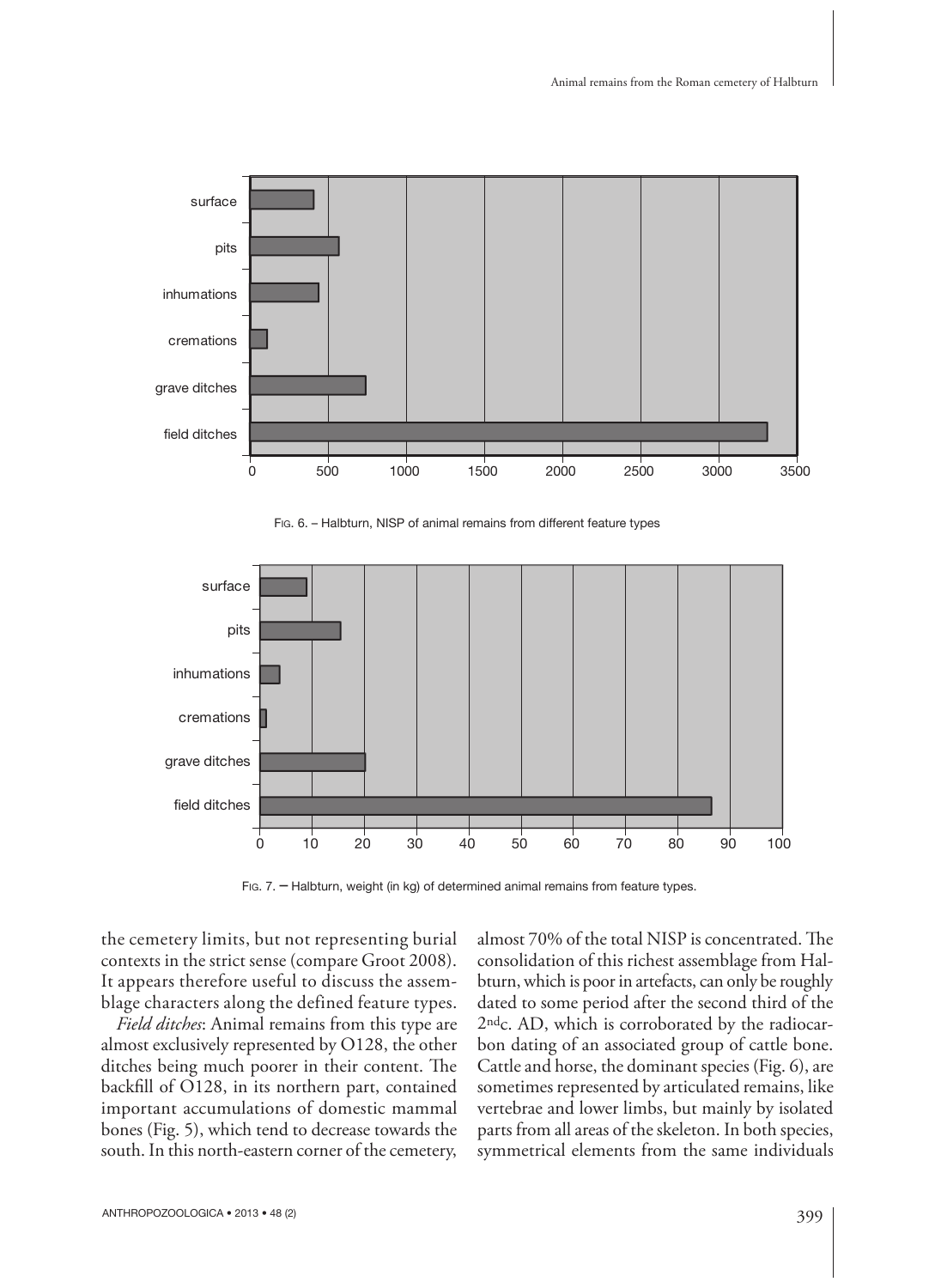FIG. 6. – Halbturn, NISP of animal remains from different feature types

FIG. 7. – Halbturn, weight (in kg) of determined animal remains from feature types.

the cemetery limits, but not representing burial contexts in the strict sense (compare Groot 2008). It appears therefore useful to discuss the assemblage characters along the defined feature types.

*Field ditches*: Animal remains from this type are almost exclusively represented by O128, the other ditches being much poorer in their content. The backfill of O128, in its northern part, contained important accumulations of domestic mammal bones (Fig. 5), which tend to decrease towards the south. In this north-eastern corner of the cemetery, almost 70% of the total NISP is concentrated. The consolidation of this richest assemblage from Halburn, which is poor in artefacts, can only be roughly dated to some period after the second third of the 2nd c. AD, which is corroborated by the radiocarbon dating of an associated group of cattle bone. Cattle and horse, the dominant species (Fig. 6), are sometimes represented by articulated remains, like vertebrae and lower limbs, but mainly by isolated parts from all areas of the skeleton. In both species, symmetrical elements from the same individuals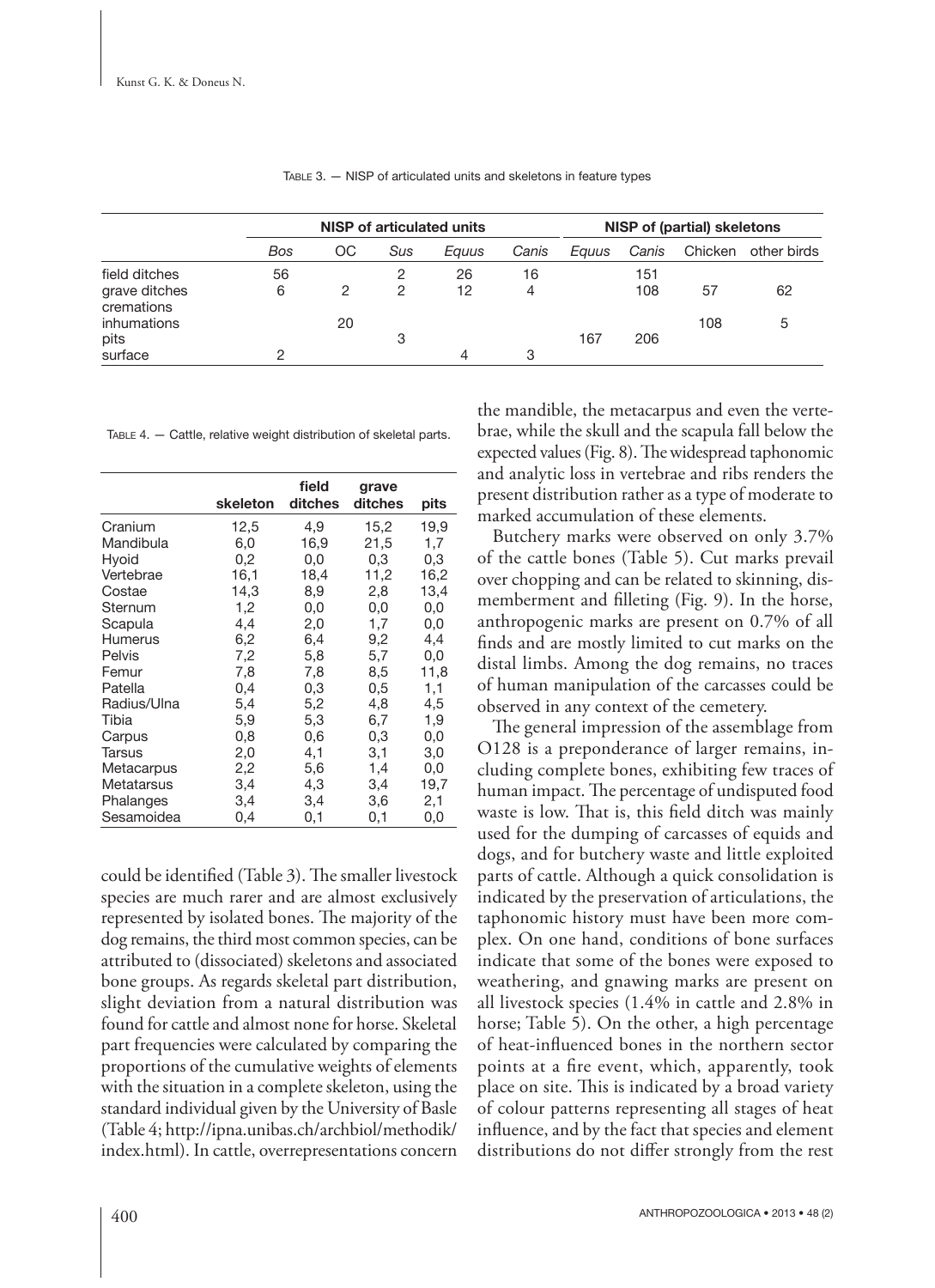Table 3. — NISP of articulated units and skeletons in feature types

| | NISP of articulated units | | | | | NISP of (partial) skeletons | | | |
|---|---|---|---|---|---|---|---|---|---|
| | *Bos* | OC | *Sus* | *Equus* | *Canis* | *Equus* | *Canis* | Chicken | other birds |
| field ditches | 56 | | 2 | 26 | 16 | | 151 | | |
| grave ditches | 6 | 2 | 2 | 12 | 4 | | 108 | 57 | 62 |
| cremations | | | | | | | | | |
| inhumations | | 20 | | | | | | 108 | 5 |
| pits | | | 3 | | | 167 | 206 | | |
| surface | 2 | | | 4 | 3 | | | | |

Table 4. — Cattle, relative weight distribution of skeletal parts.

| | skeleton | field ditches | grave ditches | pits |
|---|---|---|---|---|
| Cranium | 12,5 | 4,9 | 15,2 | 19,9 |
| Mandibula | 6,0 | 16,9 | 21,5 | 1,7 |
| Hyoid | 0,2 | 0,0 | 0,3 | 0,3 |
| Vertebrae | 16,1 | 18,4 | 11,2 | 16,2 |
| Costae | 14,3 | 8,9 | 2,8 | 13,4 |
| Sternum | 1,2 | 0,0 | 0,0 | 0,0 |
| Scapula | 4,4 | 2,0 | 1,7 | 0,0 |
| Humerus | 6,2 | 6,4 | 9,2 | 4,4 |
| Pelvis | 7,2 | 5,8 | 5,7 | 0,0 |
| Femur | 7,8 | 7,8 | 8,5 | 11,8 |
| Patella | 0,4 | 0,3 | 0,5 | 1,1 |
| Radius/Ulna | 5,4 | 5,2 | 4,8 | 4,5 |
| Tibia | 5,9 | 5,3 | 6,7 | 1,9 |
| Carpus | 0,8 | 0,6 | 0,3 | 0,0 |
| Tarsus | 2,0 | 4,1 | 3,1 | 3,0 |
| Metacarpus | 2,2 | 5,6 | 1,4 | 0,0 |
| Metatarsus | 3,4 | 4,3 | 3,4 | 19,7 |
| Phalanges | 3,4 | 3,4 | 3,6 | 2,1 |
| Sesamoidea | 0,4 | 0,1 | 0,1 | 0,0 |

could be identified (Table 3). The smaller livestock species are much rarer and are almost exclusively represented by isolated bones. The majority of the dog remains, the third most common species, can be attributed to (dissociated) skeletons and associated bone groups. As regards skeletal part distribution, slight deviation from a natural distribution was found for cattle and almost none for horse. Skeletal part frequencies were calculated by comparing the proportions of the cumulative weights of elements with the situation in a complete skeleton, using the standard individual given by the University of Basle (Table 4; http://ipna.unibas.ch/archbiol/methodik/index.html). In cattle, overrepresentations concern the mandible, the metacarpus and even the vertebrae, while the skull and the scapula fall below the expected values (Fig. 8). The widespread taphonomic and analytic loss in vertebrae and ribs renders the present distribution rather as a type of moderate to marked accumulation of these elements.

Butchery marks were observed on only 3.7% of the cattle bones (Table 5). Cut marks prevail over chopping and can be related to skinning, dismemberment and filleting (Fig. 9). In the horse, anthropogenic marks are present on 0.7% of all finds and are mostly limited to cut marks on the distal limbs. Among the dog remains, no traces of human manipulation of the carcasses could be observed in any context of the cemetery.

The general impression of the assemblage from O128 is a preponderance of larger remains, including complete bones, exhibiting few traces of human impact. The percentage of undisputed food waste is low. That is, this field ditch was mainly used for the dumping of carcasses of equids and dogs, and for butchery waste and little exploited parts of cattle. Although a quick consolidation is indicated by the preservation of articulations, the taphonomic history must have been more complex. On one hand, conditions of bone surfaces indicate that some of the bones were exposed to weathering, and gnawing marks are present on all livestock species (1.4% in cattle and 2.8% in horse; Table 5). On the other, a high percentage of heat-influenced bones in the northern sector points at a fire event, which, apparently, took place on site. This is indicated by a broad variety of colour patterns representing all stages of heat influence, and by the fact that species and element distributions do not differ strongly from the rest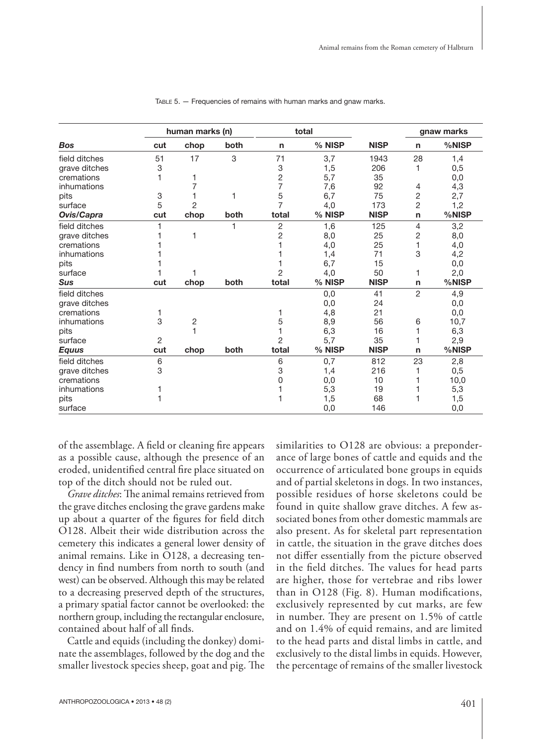TABLE 5. — Frequencies of remains with human marks and gnaw marks.

| | human marks (n) | | | total | | | gnaw marks | |
|---|---|---|---|---|---|---|---|---|
| ***Bos*** | **cut** | **chop** | **both** | **n** | **% NISP** | **NISP** | **n** | **%NISP** |
| field ditches | 51 | 17 | 3 | 71 | 3,7 | 1943 | 28 | 1,4 |
| grave ditches | 3 | | | 3 | 1,5 | 206 | 1 | 0,5 |
| cremations | 1 | 1 | | 2 | 5,7 | 35 | | 0,0 |
| inhumations | | 7 | | 7 | 7,6 | 92 | 4 | 4,3 |
| pits | 3 | 1 | 1 | 5 | 6,7 | 75 | 2 | 2,7 |
| surface | 5 | 2 | | 7 | 4,0 | 173 | 2 | 1,2 |
| ***Ovis/Capra*** | **cut** | **chop** | **both** | **total** | **% NISP** | **NISP** | **n** | **%NISP** |
| field ditches | 1 | | 1 | 2 | 1,6 | 125 | 4 | 3,2 |
| grave ditches | 1 | 1 | | 2 | 8,0 | 25 | 2 | 8,0 |
| cremations | 1 | | | 1 | 4,0 | 25 | 1 | 4,0 |
| inhumations | 1 | | | 1 | 1,4 | 71 | 3 | 4,2 |
| pits | 1 | | | 1 | 6,7 | 15 | | 0,0 |
| surface | 1 | 1 | | 2 | 4,0 | 50 | 1 | 2,0 |
| ***Sus*** | **cut** | **chop** | **both** | **total** | **% NISP** | **NISP** | **n** | **%NISP** |
| field ditches | | | | | 0,0 | 41 | 2 | 4,9 |
| grave ditches | | | | | 0,0 | 24 | | 0,0 |
| cremations | 1 | | | 1 | 4,8 | 21 | | 0,0 |
| inhumations | 3 | 2 | | 5 | 8,9 | 56 | 6 | 10,7 |
| pits | | 1 | | 1 | 6,3 | 16 | 1 | 6,3 |
| surface | 2 | | | 2 | 5,7 | 35 | 1 | 2,9 |
| ***Equus*** | **cut** | **chop** | **both** | **total** | **% NISP** | **NISP** | **n** | **%NISP** |
| field ditches | 6 | | | 6 | 0,7 | 812 | 23 | 2,8 |
| grave ditches | 3 | | | 3 | 1,4 | 216 | 1 | 0,5 |
| cremations | | | | 0 | 0,0 | 10 | 1 | 10,0 |
| inhumations | 1 | | | 1 | 5,3 | 19 | 1 | 5,3 |
| pits | 1 | | | 1 | 1,5 | 68 | 1 | 1,5 |
| surface | | | | | 0,0 | 146 | | 0,0 |

of the assemblage. A field or cleaning fire appears as a possible cause, although the presence of an eroded, unidentified central fire place situated on top of the ditch should not be ruled out.

*Grave ditches*: The animal remains retrieved from the grave ditches enclosing the grave gardens make up about a quarter of the figures for field ditch O128. Albeit their wide distribution across the cemetery this indicates a general lower density of animal remains. Like in O128, a decreasing tendency in find numbers from north to south (and west) can be observed. Although this may be related to a decreasing preserved depth of the structures, a primary spatial factor cannot be overlooked: the northern group, including the rectangular enclosure, contained about half of all finds.

Cattle and equids (including the donkey) dominate the assemblages, followed by the dog and the smaller livestock species sheep, goat and pig. The similarities to O128 are obvious: a preponderance of large bones of cattle and equids and the occurrence of articulated bone groups in equids and of partial skeletons in dogs. In two instances, possible residues of horse skeletons could be found in quite shallow grave ditches. A few associated bones from other domestic mammals are also present. As for skeletal part representation in cattle, the situation in the grave ditches does not differ essentially from the picture observed in the field ditches. The values for head parts are higher, those for vertebrae and ribs lower than in O128 (Fig. 8). Human modifications, exclusively represented by cut marks, are few in number. They are present on 1.5% of cattle and on 1.4% of equid remains, and are limited to the head parts and distal limbs in cattle, and exclusively to the distal limbs in equids. However, the percentage of remains of the smaller livestock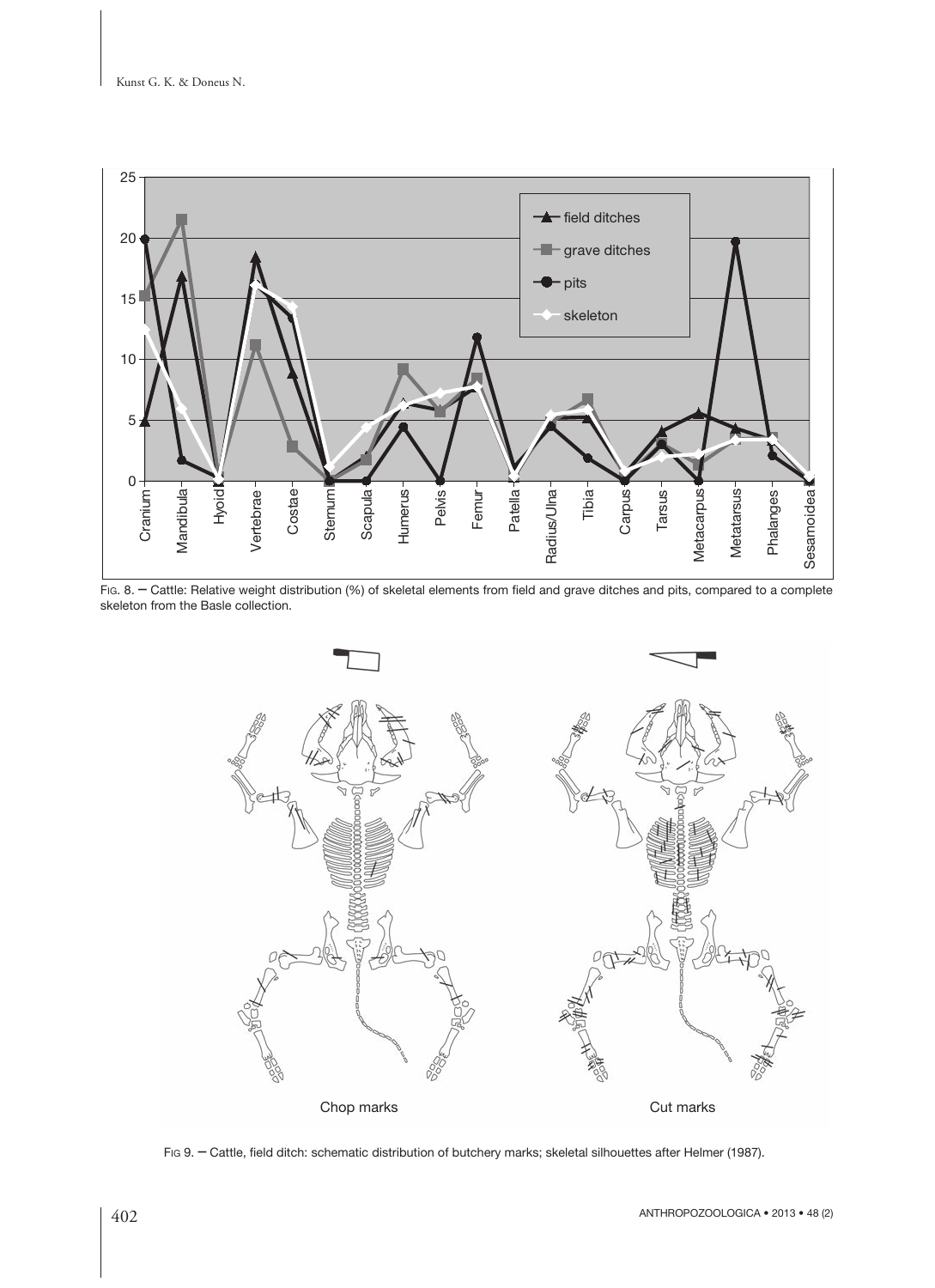Fig. 8. — Cattle: Relative weight distribution (%) of skeletal elements from field and grave ditches and pits, compared to a complete skeleton from the Basle collection.

Fig 9. — Cattle, field ditch: schematic distribution of butchery marks; skeletal silhouettes after Helmer (1987).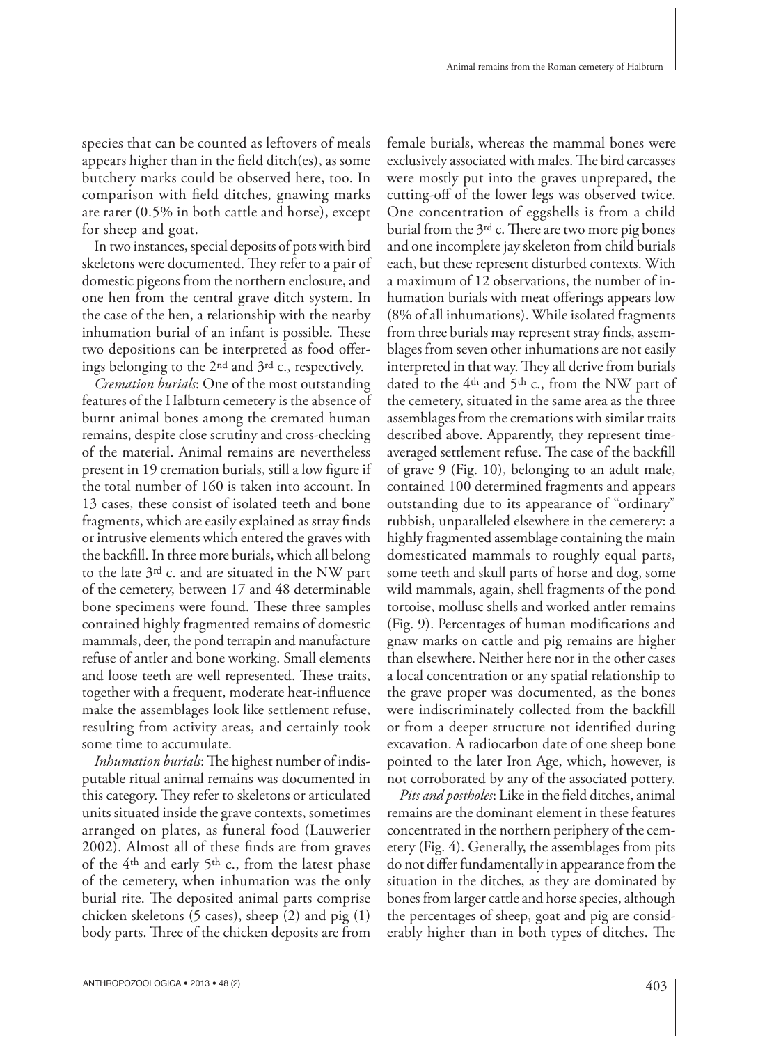species that can be counted as leftovers of meals appears higher than in the field ditch(es), as some butchery marks could be observed here, too. In comparison with field ditches, gnawing marks are rarer (0.5% in both cattle and horse), except for sheep and goat.

In two instances, special deposits of pots with bird skeletons were documented. They refer to a pair of domestic pigeons from the northern enclosure, and one hen from the central grave ditch system. In the case of the hen, a relationship with the nearby inhumation burial of an infant is possible. These two depositions can be interpreted as food offerings belonging to the 2nd and 3rd c., respectively.

*Cremation burials*: One of the most outstanding features of the Halbturn cemetery is the absence of burnt animal bones among the cremated human remains, despite close scrutiny and cross-checking of the material. Animal remains are nevertheless present in 19 cremation burials, still a low figure if the total number of 160 is taken into account. In 13 cases, these consist of isolated teeth and bone fragments, which are easily explained as stray finds or intrusive elements which entered the graves with the backfill. In three more burials, which all belong to the late 3rd c. and are situated in the NW part of the cemetery, between 17 and 48 determinable bone specimens were found. These three samples contained highly fragmented remains of domestic mammals, deer, the pond terrapin and manufacture refuse of antler and bone working. Small elements and loose teeth are well represented. These traits, together with a frequent, moderate heat-influence make the assemblages look like settlement refuse, resulting from activity areas, and certainly took some time to accumulate.

*Inhumation burials*: The highest number of indisputable ritual animal remains was documented in this category. They refer to skeletons or articulated units situated inside the grave contexts, sometimes arranged on plates, as funeral food (Lauwerier 2002). Almost all of these finds are from graves of the 4th and early 5th c., from the latest phase of the cemetery, when inhumation was the only burial rite. The deposited animal parts comprise chicken skeletons (5 cases), sheep (2) and pig (1) body parts. Three of the chicken deposits are from female burials, whereas the mammal bones were exclusively associated with males. The bird carcasses were mostly put into the graves unprepared, the cutting-off of the lower legs was observed twice. One concentration of eggshells is from a child burial from the 3rd c. There are two more pig bones and one incomplete jay skeleton from child burials each, but these represent disturbed contexts. With a maximum of 12 observations, the number of inhumation burials with meat offerings appears low (8% of all inhumations). While isolated fragments from three burials may represent stray finds, assemblages from seven other inhumations are not easily interpreted in that way. They all derive from burials dated to the 4th and 5th c., from the NW part of the cemetery, situated in the same area as the three assemblages from the cremations with similar traits described above. Apparently, they represent time-averaged settlement refuse. The case of the backfill of grave 9 (Fig. 10), belonging to an adult male, contained 100 determined fragments and appears outstanding due to its appearance of "ordinary" rubbish, unparalleled elsewhere in the cemetery: a highly fragmented assemblage containing the main domesticated mammals to roughly equal parts, some teeth and skull parts of horse and dog, some wild mammals, again, shell fragments of the pond tortoise, mollusc shells and worked antler remains (Fig. 9). Percentages of human modifications and gnaw marks on cattle and pig remains are higher than elsewhere. Neither here nor in the other cases a local concentration or any spatial relationship to the grave proper was documented, as the bones were indiscriminately collected from the backfill or from a deeper structure not identified during excavation. A radiocarbon date of one sheep bone pointed to the later Iron Age, which, however, is not corroborated by any of the associated pottery.

*Pits and postholes*: Like in the field ditches, animal remains are the dominant element in these features concentrated in the northern periphery of the cemetery (Fig. 4). Generally, the assemblages from pits do not differ fundamentally in appearance from the situation in the ditches, as they are dominated by bones from larger cattle and horse species, although the percentages of sheep, goat and pig are considerably higher than in both types of ditches. The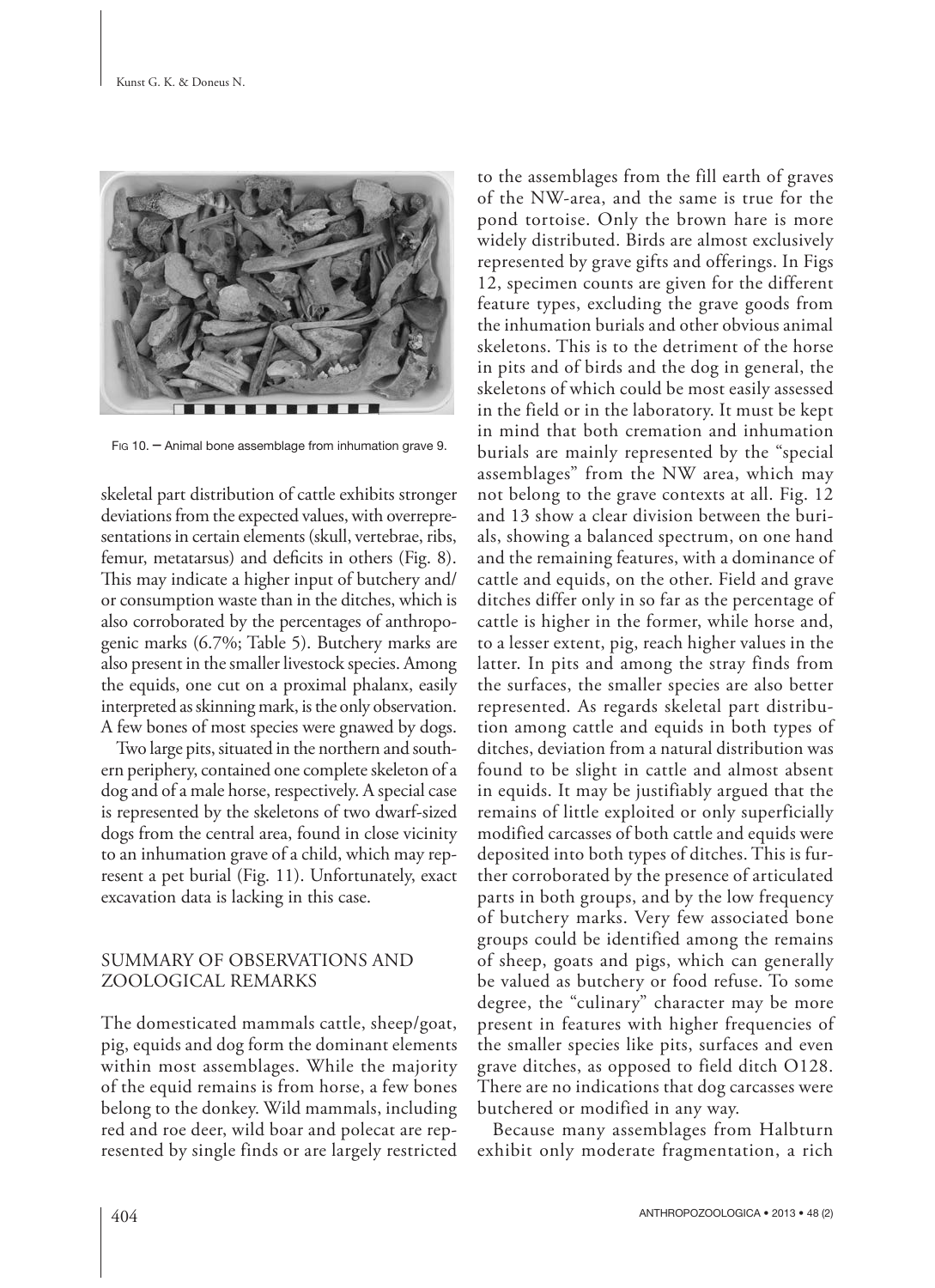Fig 10. — Animal bone assemblage from inhumation grave 9.

skeletal part distribution of cattle exhibits stronger deviations from the expected values, with overrepresentations in certain elements (skull, vertebrae, ribs, femur, metatarsus) and deficits in others (Fig. 8). This may indicate a higher input of butchery and/or consumption waste than in the ditches, which is also corroborated by the percentages of anthropogenic marks (6.7%; Table 5). Butchery marks are also present in the smaller livestock species. Among the equids, one cut on a proximal phalanx, easily interpreted as skinning mark, is the only observation. A few bones of most species were gnawed by dogs.

Two large pits, situated in the northern and southern periphery, contained one complete skeleton of a dog and of a male horse, respectively. A special case is represented by the skeletons of two dwarf-sized dogs from the central area, found in close vicinity to an inhumation grave of a child, which may represent a pet burial (Fig. 11). Unfortunately, exact excavation data is lacking in this case.

## SUMMARY OF OBSERVATIONS AND ZOOLOGICAL REMARKS

The domesticated mammals cattle, sheep/goat, pig, equids and dog form the dominant elements within most assemblages. While the majority of the equid remains is from horse, a few bones belong to the donkey. Wild mammals, including red and roe deer, wild boar and polecat are represented by single finds or are largely restricted to the assemblages from the fill earth of graves of the NW-area, and the same is true for the pond tortoise. Only the brown hare is more widely distributed. Birds are almost exclusively represented by grave gifts and offerings. In Figs 12, specimen counts are given for the different feature types, excluding the grave goods from the inhumation burials and other obvious animal skeletons. This is to the detriment of the horse in pits and of birds and the dog in general, the skeletons of which could be most easily assessed in the field or in the laboratory. It must be kept in mind that both cremation and inhumation burials are mainly represented by the "special assemblages" from the NW area, which may not belong to the grave contexts at all. Fig. 12 and 13 show a clear division between the burials, showing a balanced spectrum, on one hand and the remaining features, with a dominance of cattle and equids, on the other. Field and grave ditches differ only in so far as the percentage of cattle is higher in the former, while horse and, to a lesser extent, pig, reach higher values in the latter. In pits and among the stray finds from the surfaces, the smaller species are also better represented. As regards skeletal part distribution among cattle and equids in both types of ditches, deviation from a natural distribution was found to be slight in cattle and almost absent in equids. It may be justifiably argued that the remains of little exploited or only superficially modified carcasses of both cattle and equids were deposited into both types of ditches. This is further corroborated by the presence of articulated parts in both groups, and by the low frequency of butchery marks. Very few associated bone groups could be identified among the remains of sheep, goats and pigs, which can generally be valued as butchery or food refuse. To some degree, the "culinary" character may be more present in features with higher frequencies of the smaller species like pits, surfaces and even grave ditches, as opposed to field ditch O128. There are no indications that dog carcasses were butchered or modified in any way.

Because many assemblages from Halbturn exhibit only moderate fragmentation, a rich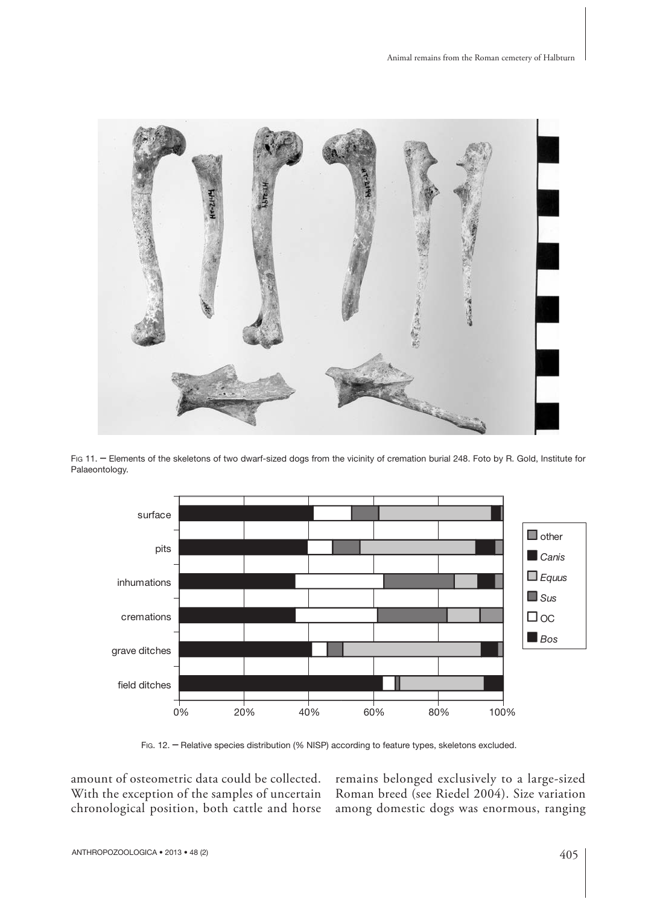FIG 11. — Elements of the skeletons of two dwarf-sized dogs from the vicinity of cremation burial 248. Foto by R. Gold, Institute for Palaeontology.

FIG. 12. — Relative species distribution (% NISP) according to feature types, skeletons excluded.

amount of osteometric data could be collected. With the exception of the samples of uncertain chronological position, both cattle and horse remains belonged exclusively to a large-sized Roman breed (see Riedel 2004). Size variation among domestic dogs was enormous, ranging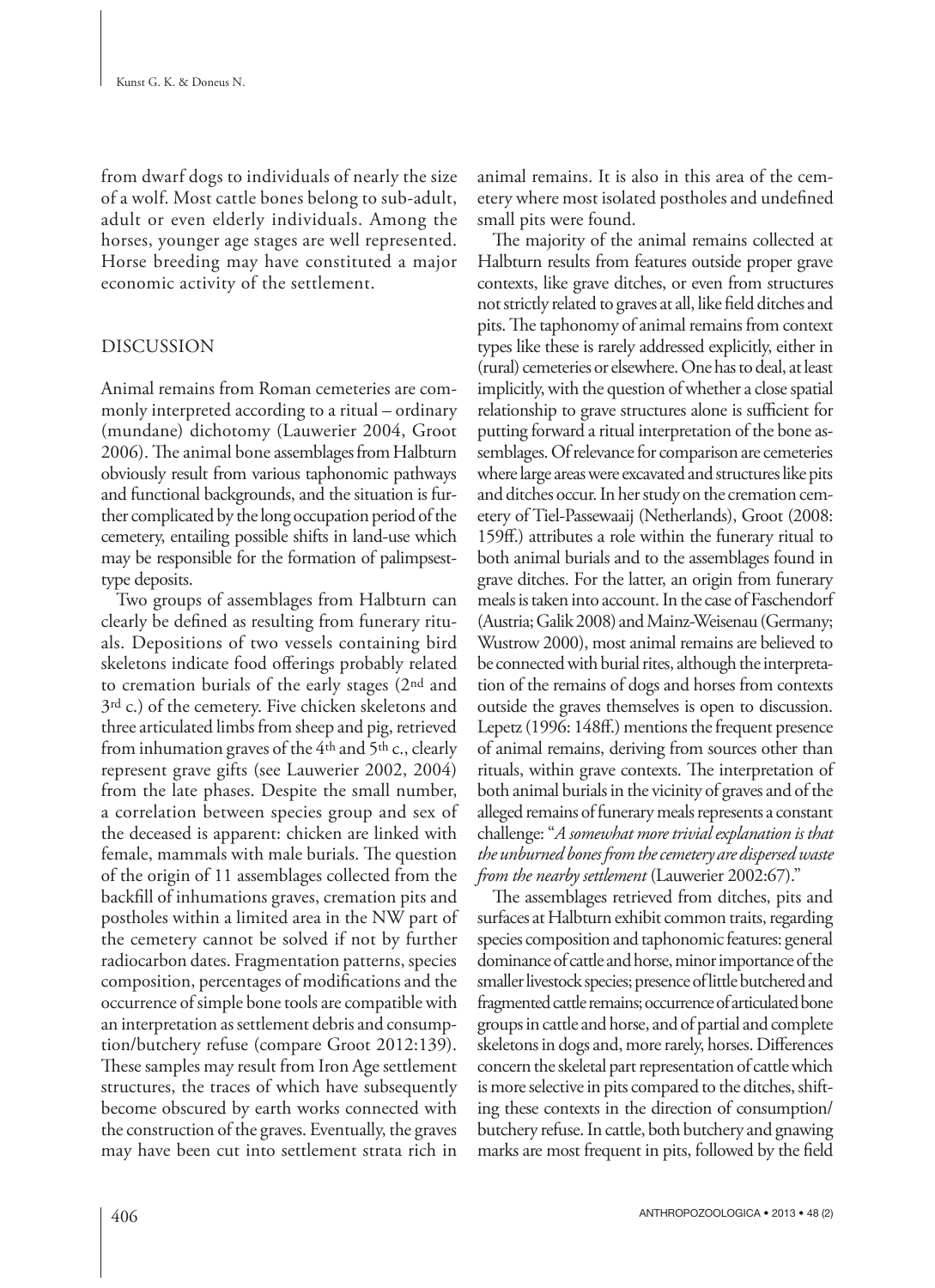from dwarf dogs to individuals of nearly the size of a wolf. Most cattle bones belong to sub-adult, adult or even elderly individuals. Among the horses, younger age stages are well represented. Horse breeding may have constituted a major economic activity of the settlement.

## DISCUSSION

Animal remains from Roman cemeteries are commonly interpreted according to a ritual – ordinary (mundane) dichotomy (Lauwerier 2004, Groot 2006). The animal bone assemblages from Halbturn obviously result from various taphonomic pathways and functional backgrounds, and the situation is further complicated by the long occupation period of the cemetery, entailing possible shifts in land-use which may be responsible for the formation of palimpsest-type deposits.

Two groups of assemblages from Halbturn can clearly be defined as resulting from funerary rituals. Depositions of two vessels containing bird skeletons indicate food offerings probably related to cremation burials of the early stages (2nd and 3rd c.) of the cemetery. Five chicken skeletons and three articulated limbs from sheep and pig, retrieved from inhumation graves of the 4th and 5th c., clearly represent grave gifts (see Lauwerier 2002, 2004) from the late phases. Despite the small number, a correlation between species group and sex of the deceased is apparent: chicken are linked with female, mammals with male burials. The question of the origin of 11 assemblages collected from the backfill of inhumations graves, cremation pits and postholes within a limited area in the NW part of the cemetery cannot be solved if not by further radiocarbon dates. Fragmentation patterns, species composition, percentages of modifications and the occurrence of simple bone tools are compatible with an interpretation as settlement debris and consumption/butchery refuse (compare Groot 2012:139). These samples may result from Iron Age settlement structures, the traces of which have subsequently become obscured by earth works connected with the construction of the graves. Eventually, the graves may have been cut into settlement strata rich in animal remains. It is also in this area of the cemetery where most isolated postholes and undefined small pits were found.

The majority of the animal remains collected at Halbturn results from features outside proper grave contexts, like grave ditches, or even from structures not strictly related to graves at all, like field ditches and pits. The taphonomy of animal remains from context types like these is rarely addressed explicitly, either in (rural) cemeteries or elsewhere. One has to deal, at least implicitly, with the question of whether a close spatial relationship to grave structures alone is sufficient for putting forward a ritual interpretation of the bone assemblages. Of relevance for comparison are cemeteries where large areas were excavated and structures like pits and ditches occur. In her study on the cremation cemetery of Tiel-Passewaaij (Netherlands), Groot (2008: 159ff.) attributes a role within the funerary ritual to both animal burials and to the assemblages found in grave ditches. For the latter, an origin from funerary meals is taken into account. In the case of Faschendorf (Austria; Galik 2008) and Mainz-Weisenau (Germany; Wustrow 2000), most animal remains are believed to be connected with burial rites, although the interpretation of the remains of dogs and horses from contexts outside the graves themselves is open to discussion. Lepetz (1996: 148ff.) mentions the frequent presence of animal remains, deriving from sources other than rituals, within grave contexts. The interpretation of both animal burials in the vicinity of graves and of the alleged remains of funerary meals represents a constant challenge: "*A somewhat more trivial explanation is that the unburned bones from the cemetery are dispersed waste from the nearby settlement* (Lauwerier 2002:67)."

The assemblages retrieved from ditches, pits and surfaces at Halbturn exhibit common traits, regarding species composition and taphonomic features: general dominance of cattle and horse, minor importance of the smaller livestock species; presence of little butchered and fragmented cattle remains; occurrence of articulated bone groups in cattle and horse, and of partial and complete skeletons in dogs and, more rarely, horses. Differences concern the skeletal part representation of cattle which is more selective in pits compared to the ditches, shifting these contexts in the direction of consumption/butchery refuse. In cattle, both butchery and gnawing marks are most frequent in pits, followed by the field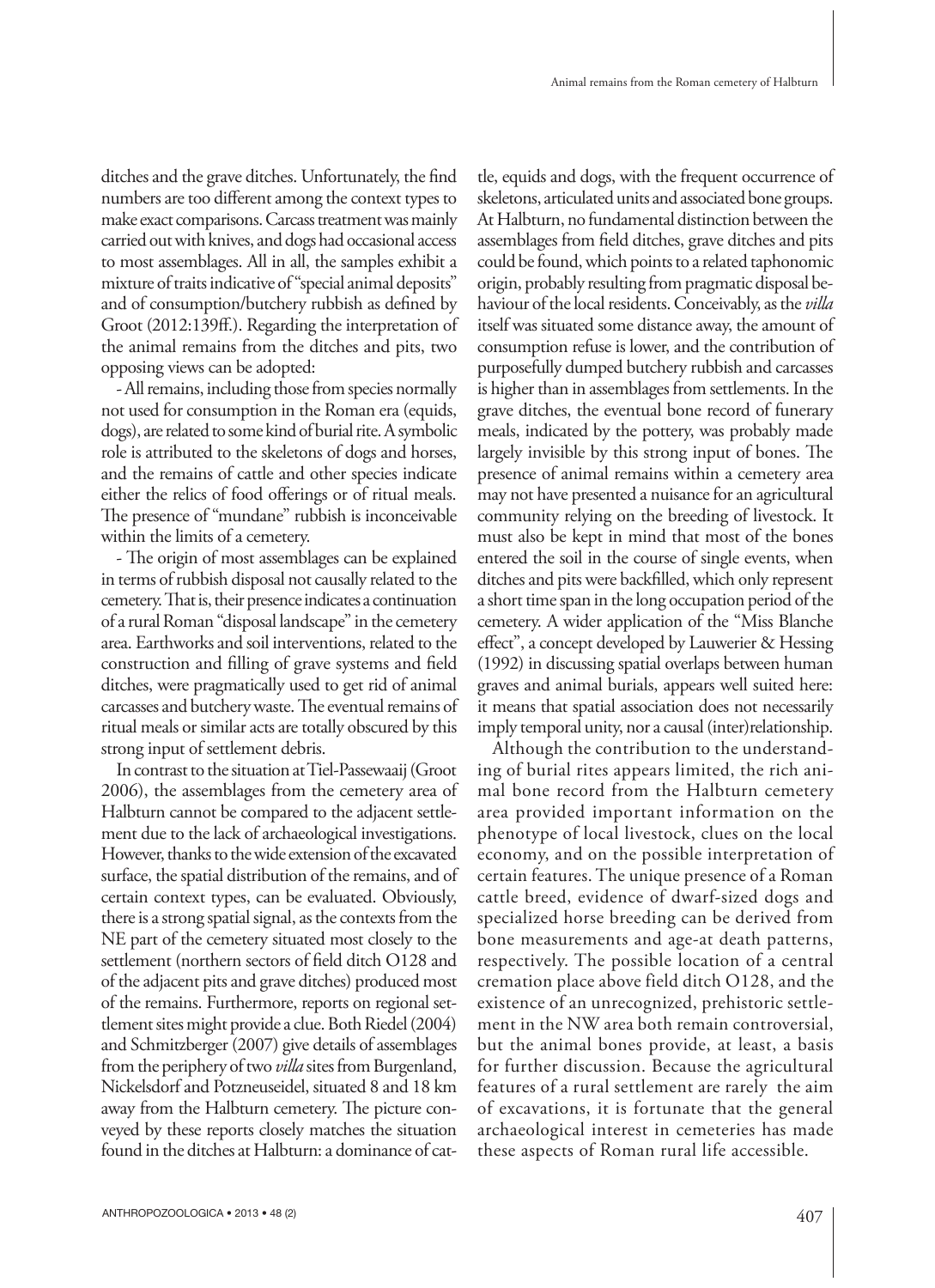ditches and the grave ditches. Unfortunately, the find numbers are too different among the context types to make exact comparisons. Carcass treatment was mainly carried out with knives, and dogs had occasional access to most assemblages. All in all, the samples exhibit a mixture of traits indicative of "special animal deposits" and of consumption/butchery rubbish as defined by Groot (2012:139ff.). Regarding the interpretation of the animal remains from the ditches and pits, two opposing views can be adopted:

- All remains, including those from species normally not used for consumption in the Roman era (equids, dogs), are related to some kind of burial rite. A symbolic role is attributed to the skeletons of dogs and horses, and the remains of cattle and other species indicate either the relics of food offerings or of ritual meals. The presence of "mundane" rubbish is inconceivable within the limits of a cemetery.

- The origin of most assemblages can be explained in terms of rubbish disposal not causally related to the cemetery. That is, their presence indicates a continuation of a rural Roman "disposal landscape" in the cemetery area. Earthworks and soil interventions, related to the construction and filling of grave systems and field ditches, were pragmatically used to get rid of animal carcasses and butchery waste. The eventual remains of ritual meals or similar acts are totally obscured by this strong input of settlement debris.

In contrast to the situation at Tiel-Passewaaij (Groot 2006), the assemblages from the cemetery area of Halbturn cannot be compared to the adjacent settlement due to the lack of archaeological investigations. However, thanks to the wide extension of the excavated surface, the spatial distribution of the remains, and of certain context types, can be evaluated. Obviously, there is a strong spatial signal, as the contexts from the NE part of the cemetery situated most closely to the settlement (northern sectors of field ditch O128 and of the adjacent pits and grave ditches) produced most of the remains. Furthermore, reports on regional settlement sites might provide a clue. Both Riedel (2004) and Schmitzberger (2007) give details of assemblages from the periphery of two *villa* sites from Burgenland, Nickelsdorf and Potzneusiedel, situated 8 and 18 km away from the Halbturn cemetery. The picture conveyed by these reports closely matches the situation found in the ditches at Halbturn: a dominance of cattle, equids and dogs, with the frequent occurrence of skeletons, articulated units and associated bone groups. At Halbturn, no fundamental distinction between the assemblages from field ditches, grave ditches and pits could be found, which points to a related taphonomic origin, probably resulting from pragmatic disposal behaviour of the local residents. Conceivably, as the *villa* itself was situated some distance away, the amount of consumption refuse is lower, and the contribution of purposefully dumped butchery rubbish and carcasses is higher than in assemblages from settlements. In the grave ditches, the eventual bone record of funerary meals, indicated by the pottery, was probably made largely invisible by this strong input of bones. The presence of animal remains within a cemetery area may not have presented a nuisance for an agricultural community relying on the breeding of livestock. It must also be kept in mind that most of the bones entered the soil in the course of single events, when ditches and pits were backfilled, which only represent a short time span in the long occupation period of the cemetery. A wider application of the "Miss Blanche effect", a concept developed by Lauwerier & Hessing (1992) in discussing spatial overlaps between human graves and animal burials, appears well suited here: it means that spatial association does not necessarily imply temporal unity, nor a causal (inter)relationship.

Although the contribution to the understanding of burial rites appears limited, the rich animal bone record from the Halbturn cemetery area provided important information on the phenotype of local livestock, clues on the local economy, and on the possible interpretation of certain features. The unique presence of a Roman cattle breed, evidence of dwarf-sized dogs and specialized horse breeding can be derived from bone measurements and age-at death patterns, respectively. The possible location of a central cremation place above field ditch O128, and the existence of an unrecognized, prehistoric settlement in the NW area both remain controversial, but the animal bones provide, at least, a basis for further discussion. Because the agricultural features of a rural settlement are rarely the aim of excavations, it is fortunate that the general archaeological interest in cemeteries has made these aspects of Roman rural life accessible.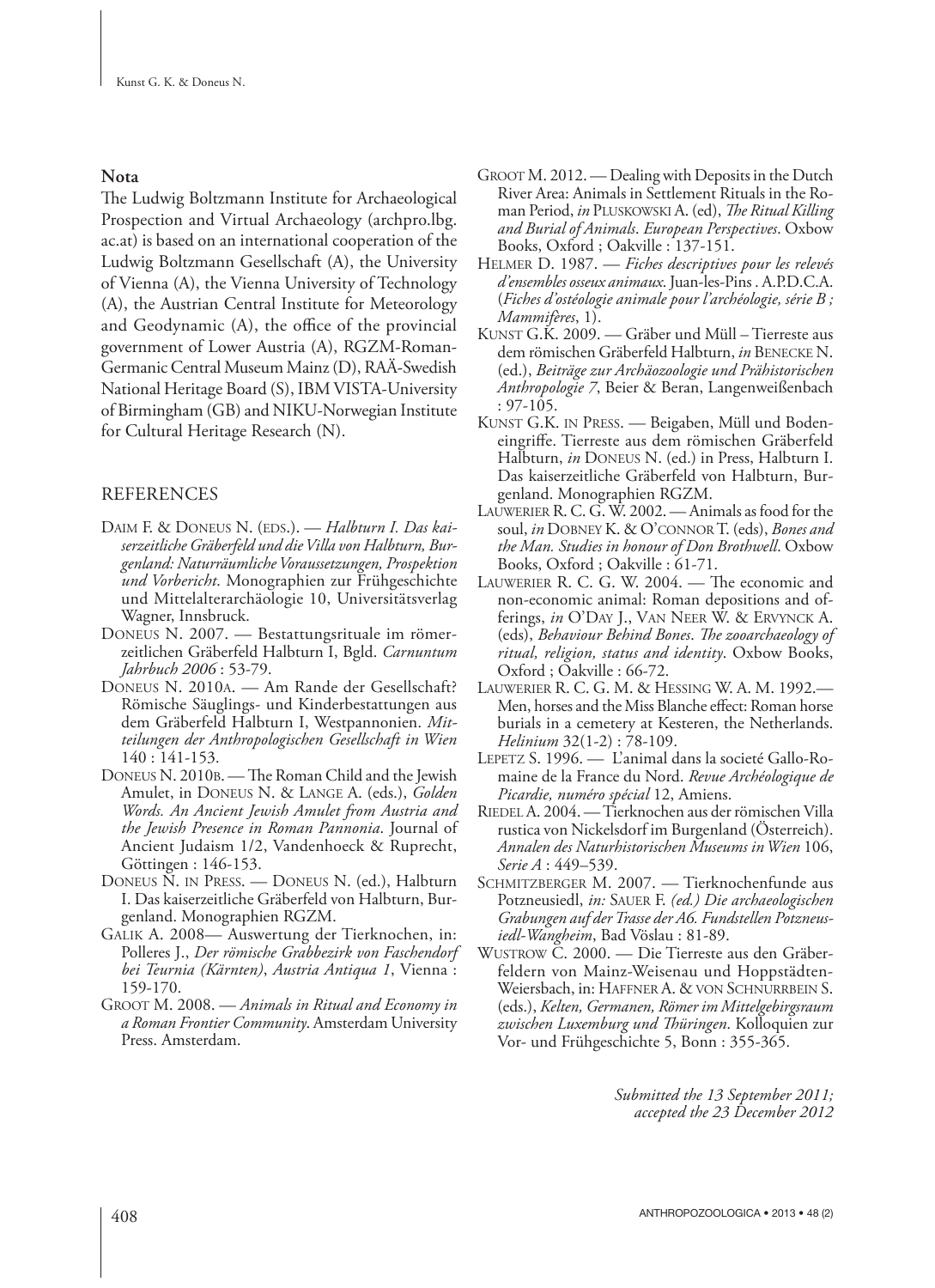**Nota**

The Ludwig Boltzmann Institute for Archaeological Prospection and Virtual Archaeology (archpro.lbg.ac.at) is based on an international cooperation of the Ludwig Boltzmann Gesellschaft (A), the University of Vienna (A), the Vienna University of Technology (A), the Austrian Central Institute for Meteorology and Geodynamic (A), the office of the provincial government of Lower Austria (A), RGZM-Roman-Germanic Central Museum Mainz (D), RAÄ-Swedish National Heritage Board (S), IBM VISTA-University of Birmingham (GB) and NIKU-Norwegian Institute for Cultural Heritage Research (N).

## REFERENCES

Daim F. & Doneus N. (eds.). — *Halbturn I. Das kaiserzeitliche Gräberfeld und die Villa von Halbturn, Burgenland: Naturräumliche Voraussetzungen, Prospektion und Vorbericht*. Monographien zur Frühgeschichte und Mittelalterarchäologie 10, Universitätsverlag Wagner, Innsbruck.

Doneus N. 2007. — Bestattungsrituale im römerzeitlichen Gräberfeld Halbturn I, Bgld. *Carnuntum Jahrbuch 2006* : 53-79.

Doneus N. 2010a. — Am Rande der Gesellschaft? Römische Säuglings- und Kinderbestattungen aus dem Gräberfeld Halbturn I, Westpannonien. *Mitteilungen der Anthropologischen Gesellschaft in Wien* 140 : 141-153.

Doneus N. 2010b. — The Roman Child and the Jewish Amulet, in Doneus N. & Lange A. (eds.), *Golden Words. An Ancient Jewish Amulet from Austria and the Jewish Presence in Roman Pannonia*. Journal of Ancient Judaism 1/2, Vandenhoeck & Ruprecht, Göttingen : 146-153.

Doneus N. in Press. — Doneus N. (ed.), Halbturn I. Das kaiserzeitliche Gräberfeld von Halbturn, Burgenland. Monographien RGZM.

Galik A. 2008— Auswertung der Tierknochen, in: Polleres J., *Der römische Grabbezirk von Faschendorf bei Teurnia (Kärnten)*, *Austria Antiqua 1*, Vienna : 159-170.

Groot M. 2008. — *Animals in Ritual and Economy in a Roman Frontier Community*. Amsterdam University Press. Amsterdam.

Groot M. 2012. — Dealing with Deposits in the Dutch River Area: Animals in Settlement Rituals in the Roman Period, *in* Pluskowski A. (ed), *The Ritual Killing and Burial of Animals. European Perspectives*. Oxbow Books, Oxford ; Oakville : 137-151.

Helmer D. 1987. — *Fiches descriptives pour les relevés d'ensembles osseux animaux*. Juan-les-Pins . A.P.D.C.A. (*Fiches d'ostéologie animale pour l'archéologie, série B ; Mammifères*, 1).

Kunst G.K. 2009. — Gräber und Müll – Tierreste aus dem römischen Gräberfeld Halbturn, *in* Benecke N. (ed.), *Beiträge zur Archäozoologie und Prähistorischen Anthropologie 7*, Beier & Beran, Langenweißenbach : 97-105.

Kunst G.K. in Press. — Beigaben, Müll und Bodeneingriffe. Tierreste aus dem römischen Gräberfeld Halbturn, *in* Doneus N. (ed.) in Press, Halbturn I. Das kaiserzeitliche Gräberfeld von Halbturn, Burgenland. Monographien RGZM.

Lauwerier R. C. G. W. 2002. — Animals as food for the soul, *in* Dobney K. & O'connor T. (eds), *Bones and the Man. Studies in honour of Don Brothwell*. Oxbow Books, Oxford ; Oakville : 61-71.

Lauwerier R. C. G. W. 2004. — The economic and non-economic animal: Roman depositions and offerings, *in* O'Day J., Van Neer W. & Ervynck A. (eds), *Behaviour Behind Bones. The zooarchaeology of ritual, religion, status and identity*. Oxbow Books, Oxford ; Oakville : 66-72.

Lauwerier R. C. G. M. & Hessing W. A. M. 1992.— Men, horses and the Miss Blanche effect: Roman horse burials in a cemetery at Kesteren, the Netherlands. *Helinium* 32(1-2) : 78-109.

Lepetz S. 1996. — L'animal dans la societé Gallo-Romaine de la France du Nord. *Revue Archéologique de Picardie, numéro spécial* 12, Amiens.

Riedel A. 2004. — Tierknochen aus der römischen Villa rustica von Nickelsdorf im Burgenland (Österreich). *Annalen des Naturhistorischen Museums in Wien* 106, *Serie A* : 449–539.

Schmitzberger M. 2007. — Tierknochenfunde aus Potzneusiedl, *in:* Sauer F. *(ed.) Die archaeologischen Grabungen auf der Trasse der A6. Fundstellen Potzneusiedl-Wangheim*, Bad Vöslau : 81-89.

Wustrow C. 2000. — Die Tierreste aus den Gräberfeldern von Mainz-Weisenau und Hoppstädten-Weiersbach, in: Haffner A. & von Schnurrbein S. (eds.), *Kelten, Germanen, Römer im Mittelgebirgsraum zwischen Luxemburg und Thüringen*. Kolloquien zur Vor- und Frühgeschichte 5, Bonn : 355-365.

*Submitted the 13 September 2011;*
*accepted the 23 December 2012*